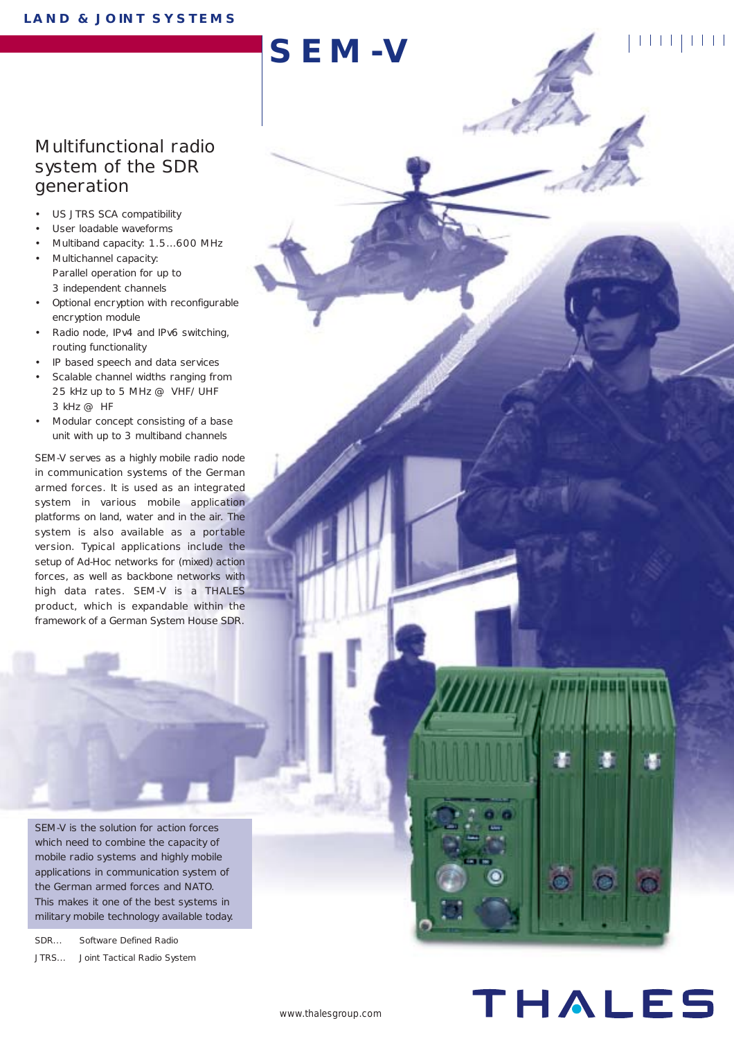LAND & JOINT SYSTEMS

# SEM-V

## Multifunctional radio system of the SDR generation

- US JTRS SCA compatibility
- User loadable waveforms
- Multiband capacity: 1.5…600 MHz
- Multichannel capacity: Parallel operation for up to 3 independent channels
- Optional encryption with reconfigurable encryption module
- Radio node, IPv4 and IPv6 switching, routing functionality
- IP based speech and data services
- Scalable channel widths ranging from 25 kHz up to 5 MHz @ VHF/UHF 3 kHz @ HF
- Modular concept consisting of a base unit with up to 3 multiband channels

SEM-V serves as a highly mobile radio node in communication systems of the German armed forces. It is used as an integrated system in various mobile application platforms on land, water and in the air. The system is also available as a portable version. Typical applications include the setup of Ad-Hoc networks for (mixed) action forces, as well as backbone networks with high data rates. SEM-V is a THALES product, which is expandable within the framework of a German System House SDR.

SEM-V is the solution for action forces which need to combine the capacity of mobile radio systems and highly mobile applications in communication system of the German armed forces and NATO. This makes it one of the best systems in military mobile technology available today.

SDR… Software Defined Radio

JTRS… Joint Tactical Radio System

www.thalesgroup.com

THALES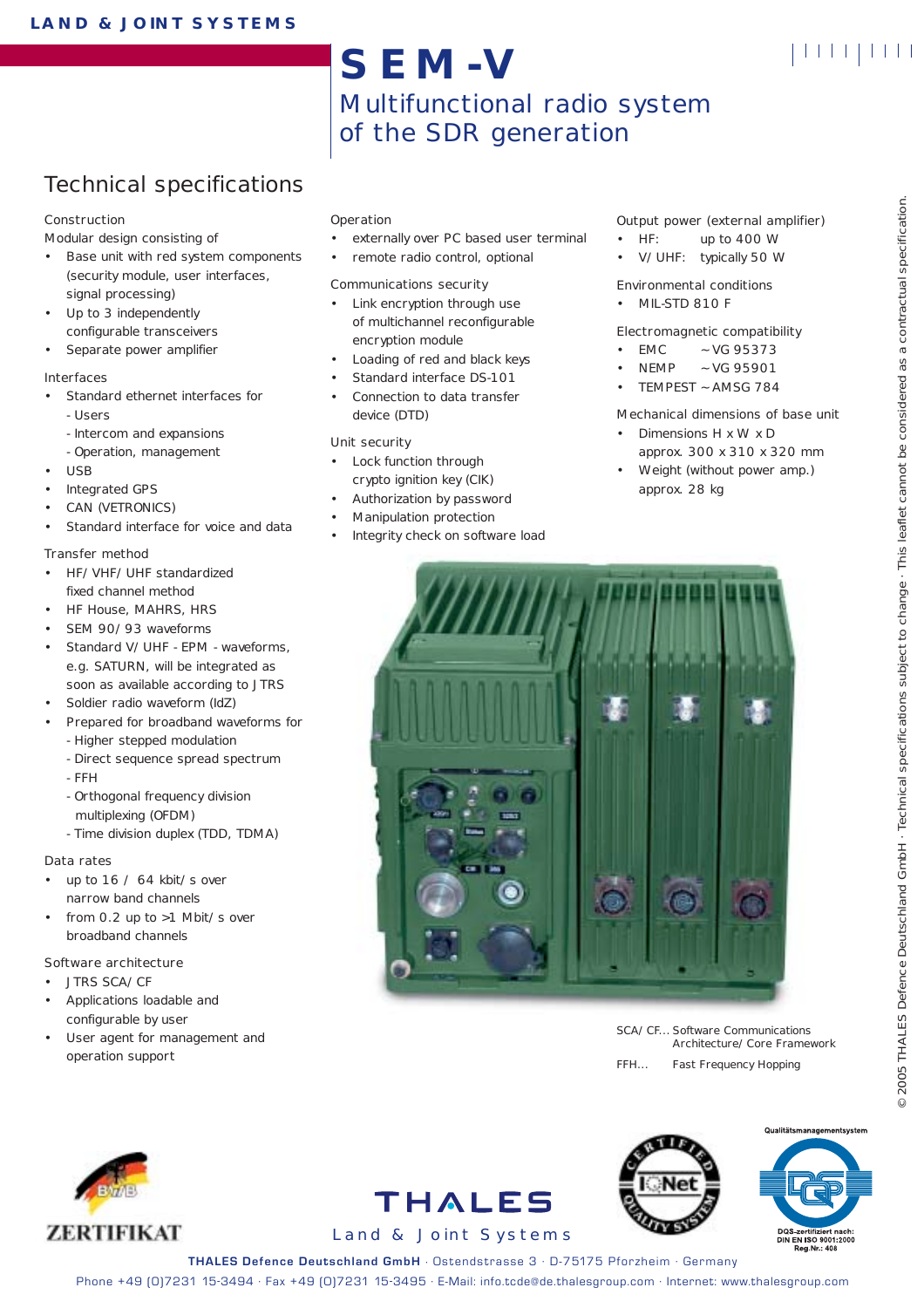LAND & JOINT SYSTEMS

# SEM-V

## Multifunctional radio system of the SDR generation

## Technical specifications

### Construction

Modular design consisting of

- Base unit with red system components (security module, user interfaces, signal processing)
- Up to 3 independently configurable transceivers
- Separate power amplifier

### Interfaces

- Standard ethernet interfaces for
  - Users
  - Intercom and expansions
  - Operation, management
- USB
- Integrated GPS
- CAN (VETRONICS)
- Standard interface for voice and data

### Transfer method

- HF/VHF/UHF standardized fixed channel method
- HF House, MAHRS, HRS
- SEM 90/93 waveforms
- Standard V/UHF - EPM - waveforms, e.g. SATURN, will be integrated as soon as available according to JTRS
- Soldier radio waveform (IdZ)
- Prepared for broadband waveforms for
  - Higher stepped modulation
  - Direct sequence spread spectrum
  - FFH
  - Orthogonal frequency division multiplexing (OFDM)
  - Time division duplex (TDD, TDMA)

### Data rates

- up to 16 / 64 kbit/s over narrow band channels
- from 0.2 up to >1 Mbit/s over broadband channels

### Software architecture

- JTRS SCA/CF
- Applications loadable and configurable by user
- User agent for management and operation support

### Operation

- externally over PC based user terminal
- remote radio control, optional

### Communications security

- Link encryption through use of multichannel reconfigurable encryption module
- Loading of red and black keys
- Standard interface DS-101
- Connection to data transfer device (DTD)

### Unit security

- Lock function through crypto ignition key (CIK)
- Authorization by password
- Manipulation protection
- Integrity check on software load

### Output power (external amplifier)

- HF: up to 400 W
- V/UHF: typically 50 W

### Environmental conditions

- MIL-STD 810 F

### Electromagnetic compatibility

- EMC ~VG 95373
- NEMP ~VG 95901
- TEMPEST ~AMSG 784

### Mechanical dimensions of base unit

- Dimensions H x W x D approx. 300 x 310 x 320 mm
- Weight (without power amp.) approx. 28 kg

SCA/CF... Software Communications Architecture/Core Framework

FFH... Fast Frequency Hopping

© 2005 THALES Defence Deutschland GmbH · Technical specifications subject to change · This leaflet cannot be considered as a contractual specification.

BWB ZERTIFIKAT

THALES
Land & Joint Systems

CERTIFIED QUALITY SYSTEM IQNet

Qualitätsmanagementsystem
DQS-zertifiziert nach: DIN EN ISO 9001:2000
Reg.Nr.: 408

**THALES Defence Deutschland GmbH** · Ostendstrasse 3 · D-75175 Pforzheim · Germany
Phone +49 (0)7231 15-3494 · Fax +49 (0)7231 15-3495 · E-Mail: info.tcde@de.thalesgroup.com · Internet: www.thalesgroup.com